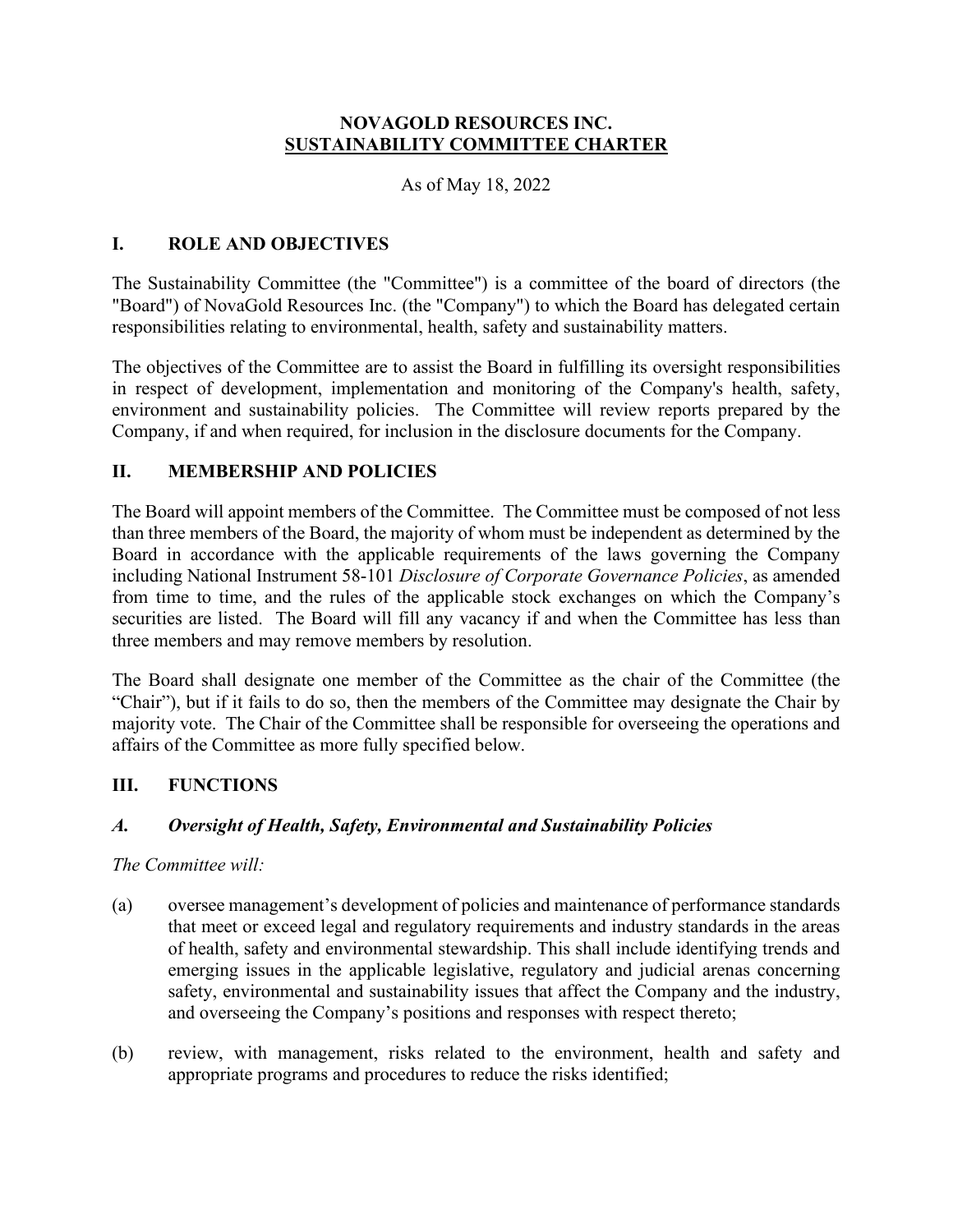# NOVAGOLD RESOURCES INC.
# SUSTAINABILITY COMMITTEE CHARTER

As of May 18, 2022

## I. ROLE AND OBJECTIVES

The Sustainability Committee (the "Committee") is a committee of the board of directors (the "Board") of NovaGold Resources Inc. (the "Company") to which the Board has delegated certain responsibilities relating to environmental, health, safety and sustainability matters.

The objectives of the Committee are to assist the Board in fulfilling its oversight responsibilities in respect of development, implementation and monitoring of the Company's health, safety, environment and sustainability policies. The Committee will review reports prepared by the Company, if and when required, for inclusion in the disclosure documents for the Company.

## II. MEMBERSHIP AND POLICIES

The Board will appoint members of the Committee. The Committee must be composed of not less than three members of the Board, the majority of whom must be independent as determined by the Board in accordance with the applicable requirements of the laws governing the Company including National Instrument 58-101 *Disclosure of Corporate Governance Policies*, as amended from time to time, and the rules of the applicable stock exchanges on which the Company's securities are listed. The Board will fill any vacancy if and when the Committee has less than three members and may remove members by resolution.

The Board shall designate one member of the Committee as the chair of the Committee (the "Chair"), but if it fails to do so, then the members of the Committee may designate the Chair by majority vote. The Chair of the Committee shall be responsible for overseeing the operations and affairs of the Committee as more fully specified below.

## III. FUNCTIONS

### *A. Oversight of Health, Safety, Environmental and Sustainability Policies*

*The Committee will:*

(a) oversee management's development of policies and maintenance of performance standards that meet or exceed legal and regulatory requirements and industry standards in the areas of health, safety and environmental stewardship. This shall include identifying trends and emerging issues in the applicable legislative, regulatory and judicial arenas concerning safety, environmental and sustainability issues that affect the Company and the industry, and overseeing the Company's positions and responses with respect thereto;

(b) review, with management, risks related to the environment, health and safety and appropriate programs and procedures to reduce the risks identified;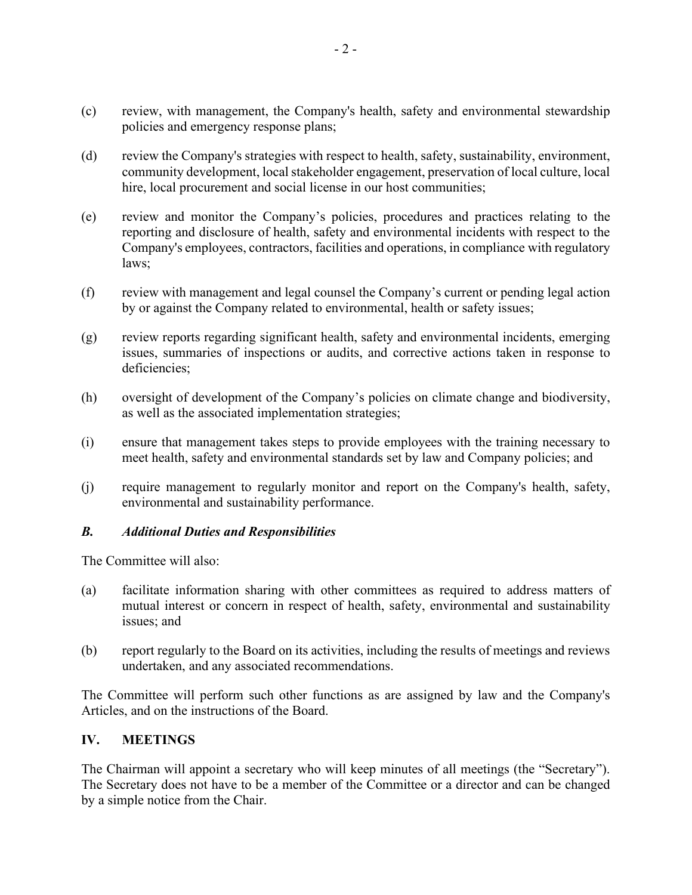(c) review, with management, the Company's health, safety and environmental stewardship policies and emergency response plans;

(d) review the Company's strategies with respect to health, safety, sustainability, environment, community development, local stakeholder engagement, preservation of local culture, local hire, local procurement and social license in our host communities;

(e) review and monitor the Company’s policies, procedures and practices relating to the reporting and disclosure of health, safety and environmental incidents with respect to the Company's employees, contractors, facilities and operations, in compliance with regulatory laws;

(f) review with management and legal counsel the Company’s current or pending legal action by or against the Company related to environmental, health or safety issues;

(g) review reports regarding significant health, safety and environmental incidents, emerging issues, summaries of inspections or audits, and corrective actions taken in response to deficiencies;

(h) oversight of development of the Company’s policies on climate change and biodiversity, as well as the associated implementation strategies;

(i) ensure that management takes steps to provide employees with the training necessary to meet health, safety and environmental standards set by law and Company policies; and

(j) require management to regularly monitor and report on the Company's health, safety, environmental and sustainability performance.

### *B. Additional Duties and Responsibilities*

The Committee will also:

(a) facilitate information sharing with other committees as required to address matters of mutual interest or concern in respect of health, safety, environmental and sustainability issues; and

(b) report regularly to the Board on its activities, including the results of meetings and reviews undertaken, and any associated recommendations.

The Committee will perform such other functions as are assigned by law and the Company's Articles, and on the instructions of the Board.

## IV. MEETINGS

The Chairman will appoint a secretary who will keep minutes of all meetings (the “Secretary”). The Secretary does not have to be a member of the Committee or a director and can be changed by a simple notice from the Chair.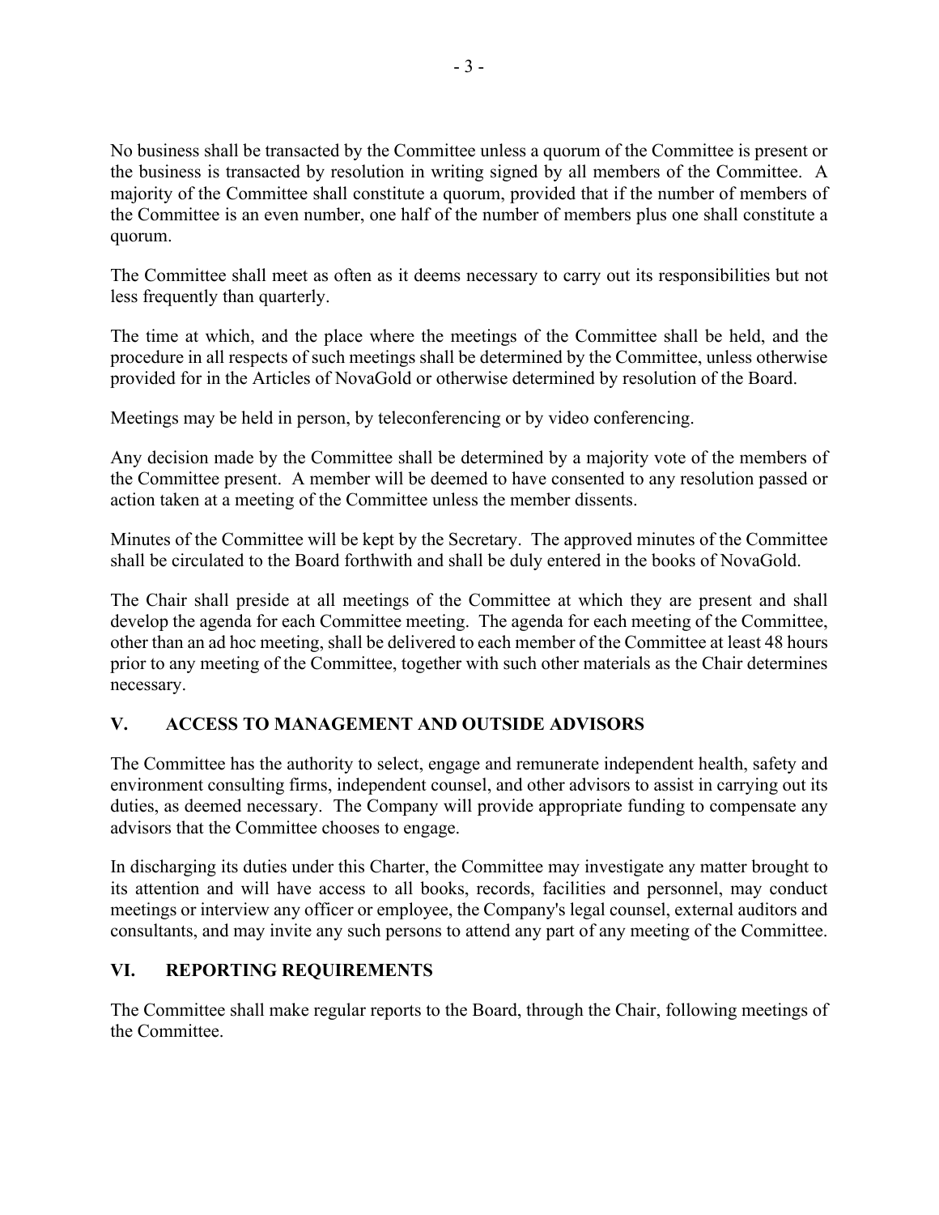No business shall be transacted by the Committee unless a quorum of the Committee is present or the business is transacted by resolution in writing signed by all members of the Committee. A majority of the Committee shall constitute a quorum, provided that if the number of members of the Committee is an even number, one half of the number of members plus one shall constitute a quorum.

The Committee shall meet as often as it deems necessary to carry out its responsibilities but not less frequently than quarterly.

The time at which, and the place where the meetings of the Committee shall be held, and the procedure in all respects of such meetings shall be determined by the Committee, unless otherwise provided for in the Articles of NovaGold or otherwise determined by resolution of the Board.

Meetings may be held in person, by teleconferencing or by video conferencing.

Any decision made by the Committee shall be determined by a majority vote of the members of the Committee present. A member will be deemed to have consented to any resolution passed or action taken at a meeting of the Committee unless the member dissents.

Minutes of the Committee will be kept by the Secretary. The approved minutes of the Committee shall be circulated to the Board forthwith and shall be duly entered in the books of NovaGold.

The Chair shall preside at all meetings of the Committee at which they are present and shall develop the agenda for each Committee meeting. The agenda for each meeting of the Committee, other than an ad hoc meeting, shall be delivered to each member of the Committee at least 48 hours prior to any meeting of the Committee, together with such other materials as the Chair determines necessary.

## V. ACCESS TO MANAGEMENT AND OUTSIDE ADVISORS

The Committee has the authority to select, engage and remunerate independent health, safety and environment consulting firms, independent counsel, and other advisors to assist in carrying out its duties, as deemed necessary. The Company will provide appropriate funding to compensate any advisors that the Committee chooses to engage.

In discharging its duties under this Charter, the Committee may investigate any matter brought to its attention and will have access to all books, records, facilities and personnel, may conduct meetings or interview any officer or employee, the Company's legal counsel, external auditors and consultants, and may invite any such persons to attend any part of any meeting of the Committee.

## VI. REPORTING REQUIREMENTS

The Committee shall make regular reports to the Board, through the Chair, following meetings of the Committee.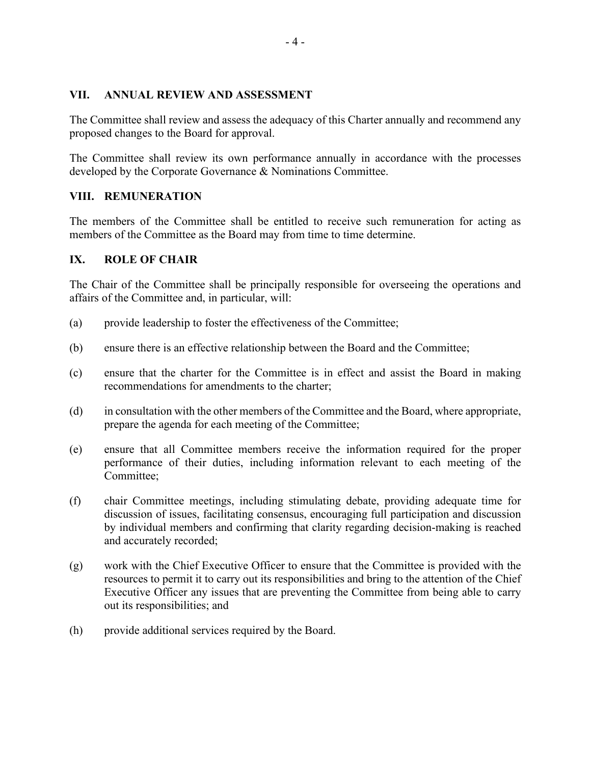## VII. ANNUAL REVIEW AND ASSESSMENT

The Committee shall review and assess the adequacy of this Charter annually and recommend any proposed changes to the Board for approval.

The Committee shall review its own performance annually in accordance with the processes developed by the Corporate Governance & Nominations Committee.

## VIII. REMUNERATION

The members of the Committee shall be entitled to receive such remuneration for acting as members of the Committee as the Board may from time to time determine.

## IX. ROLE OF CHAIR

The Chair of the Committee shall be principally responsible for overseeing the operations and affairs of the Committee and, in particular, will:

(a) provide leadership to foster the effectiveness of the Committee;

(b) ensure there is an effective relationship between the Board and the Committee;

(c) ensure that the charter for the Committee is in effect and assist the Board in making recommendations for amendments to the charter;

(d) in consultation with the other members of the Committee and the Board, where appropriate, prepare the agenda for each meeting of the Committee;

(e) ensure that all Committee members receive the information required for the proper performance of their duties, including information relevant to each meeting of the Committee;

(f) chair Committee meetings, including stimulating debate, providing adequate time for discussion of issues, facilitating consensus, encouraging full participation and discussion by individual members and confirming that clarity regarding decision-making is reached and accurately recorded;

(g) work with the Chief Executive Officer to ensure that the Committee is provided with the resources to permit it to carry out its responsibilities and bring to the attention of the Chief Executive Officer any issues that are preventing the Committee from being able to carry out its responsibilities; and

(h) provide additional services required by the Board.